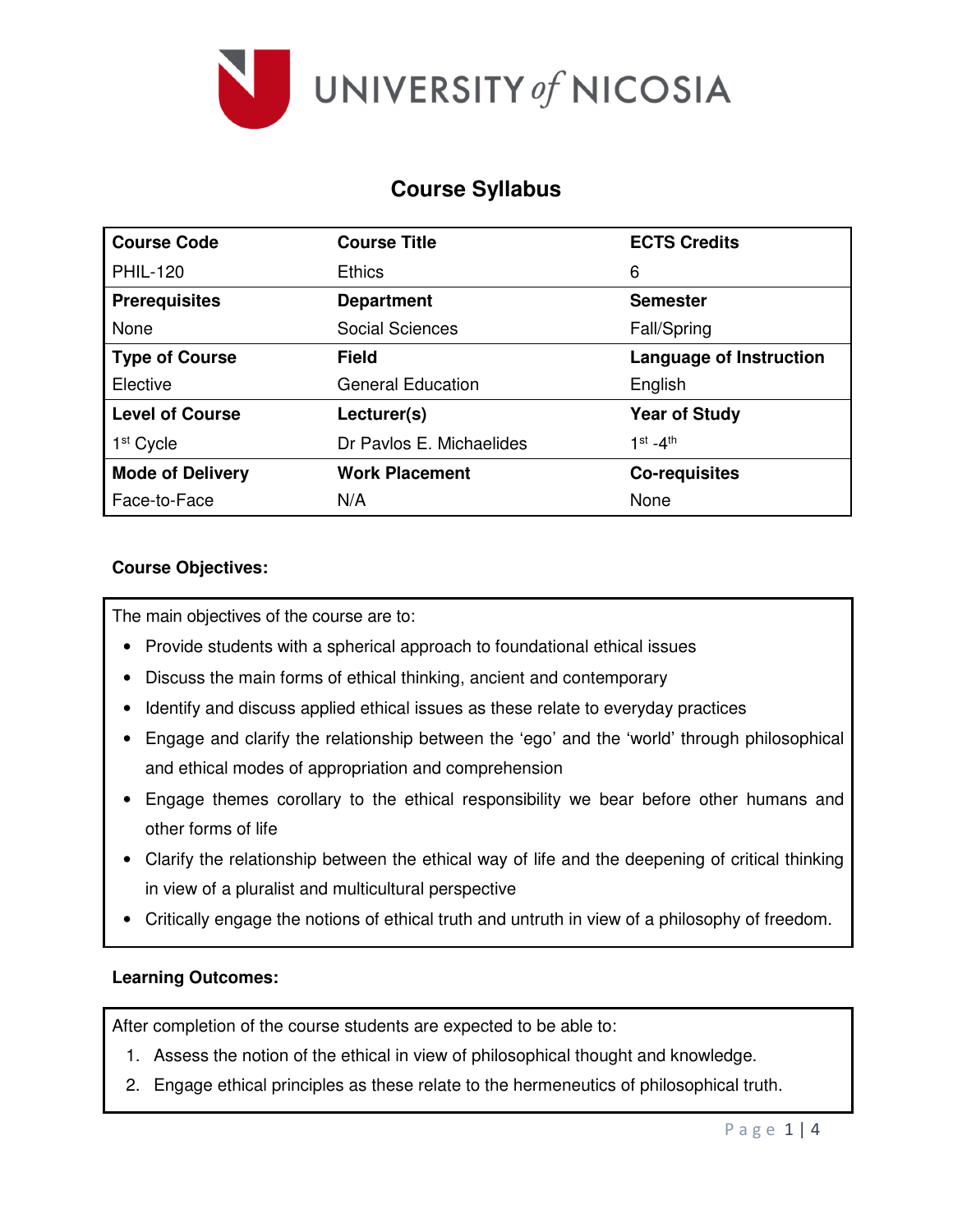UNIVERSITY of NICOSIA

# Course Syllabus

| Course Code | Course Title | ECTS Credits |
|---|---|---|
| PHIL-120 | Ethics | 6 |
| **Prerequisites** | **Department** | **Semester** |
| None | Social Sciences | Fall/Spring |
| **Type of Course** | **Field** | **Language of Instruction** |
| Elective | General Education | English |
| **Level of Course** | **Lecturer(s)** | **Year of Study** |
| 1st Cycle | Dr Pavlos E. Michaelides | 1st -4th |
| **Mode of Delivery** | **Work Placement** | **Co-requisites** |
| Face-to-Face | N/A | None |

**Course Objectives:**

The main objectives of the course are to:

- Provide students with a spherical approach to foundational ethical issues
- Discuss the main forms of ethical thinking, ancient and contemporary
- Identify and discuss applied ethical issues as these relate to everyday practices
- Engage and clarify the relationship between the 'ego' and the 'world' through philosophical and ethical modes of appropriation and comprehension
- Engage themes corollary to the ethical responsibility we bear before other humans and other forms of life
- Clarify the relationship between the ethical way of life and the deepening of critical thinking in view of a pluralist and multicultural perspective
- Critically engage the notions of ethical truth and untruth in view of a philosophy of freedom.

**Learning Outcomes:**

After completion of the course students are expected to be able to:

1. Assess the notion of the ethical in view of philosophical thought and knowledge.
2. Engage ethical principles as these relate to the hermeneutics of philosophical truth.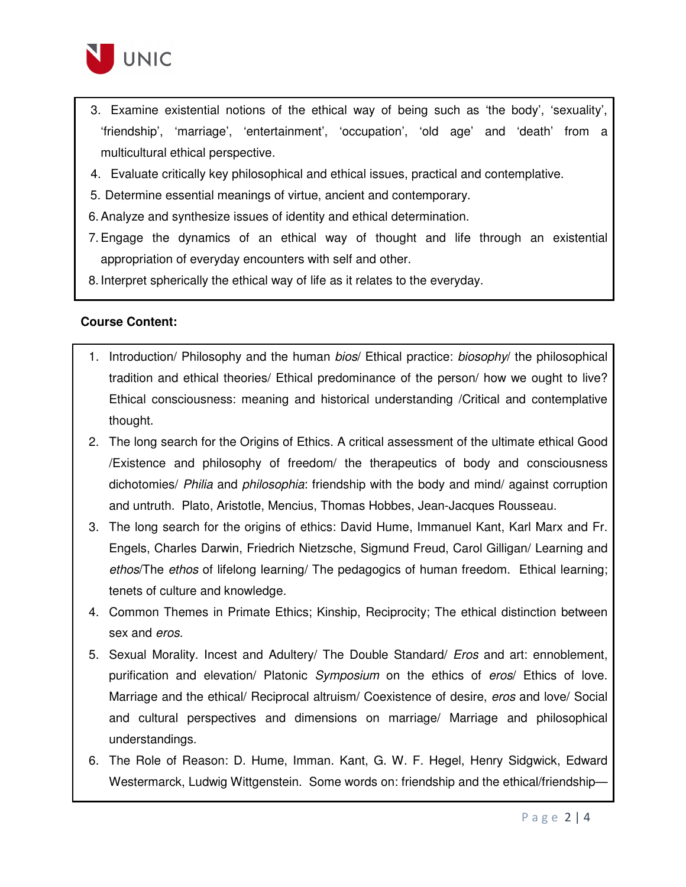3. Examine existential notions of the ethical way of being such as 'the body', 'sexuality', 'friendship', 'marriage', 'entertainment', 'occupation', 'old age' and 'death' from a multicultural ethical perspective.
4. Evaluate critically key philosophical and ethical issues, practical and contemplative.
5. Determine essential meanings of virtue, ancient and contemporary.
6. Analyze and synthesize issues of identity and ethical determination.
7. Engage the dynamics of an ethical way of thought and life through an existential appropriation of everyday encounters with self and other.
8. Interpret spherically the ethical way of life as it relates to the everyday.

**Course Content:**

1. Introduction/ Philosophy and the human *bios*/ Ethical practice: *biosophy*/ the philosophical tradition and ethical theories/ Ethical predominance of the person/ how we ought to live? Ethical consciousness: meaning and historical understanding /Critical and contemplative thought.
2. The long search for the Origins of Ethics. A critical assessment of the ultimate ethical Good /Existence and philosophy of freedom/ the therapeutics of body and consciousness dichotomies/ *Philia* and *philosophia*: friendship with the body and mind/ against corruption and untruth. Plato, Aristotle, Mencius, Thomas Hobbes, Jean-Jacques Rousseau.
3. The long search for the origins of ethics: David Hume, Immanuel Kant, Karl Marx and Fr. Engels, Charles Darwin, Friedrich Nietzsche, Sigmund Freud, Carol Gilligan/ Learning and *ethos*/The *ethos* of lifelong learning/ The pedagogics of human freedom. Ethical learning; tenets of culture and knowledge.
4. Common Themes in Primate Ethics; Kinship, Reciprocity; The ethical distinction between sex and *eros*.
5. Sexual Morality. Incest and Adultery/ The Double Standard/ *Eros* and art: ennoblement, purification and elevation/ Platonic *Symposium* on the ethics of *eros*/ Ethics of love. Marriage and the ethical/ Reciprocal altruism/ Coexistence of desire, *eros* and love/ Social and cultural perspectives and dimensions on marriage/ Marriage and philosophical understandings.
6. The Role of Reason: D. Hume, Imman. Kant, G. W. F. Hegel, Henry Sidgwick, Edward Westermarck, Ludwig Wittgenstein. Some words on: friendship and the ethical/friendship—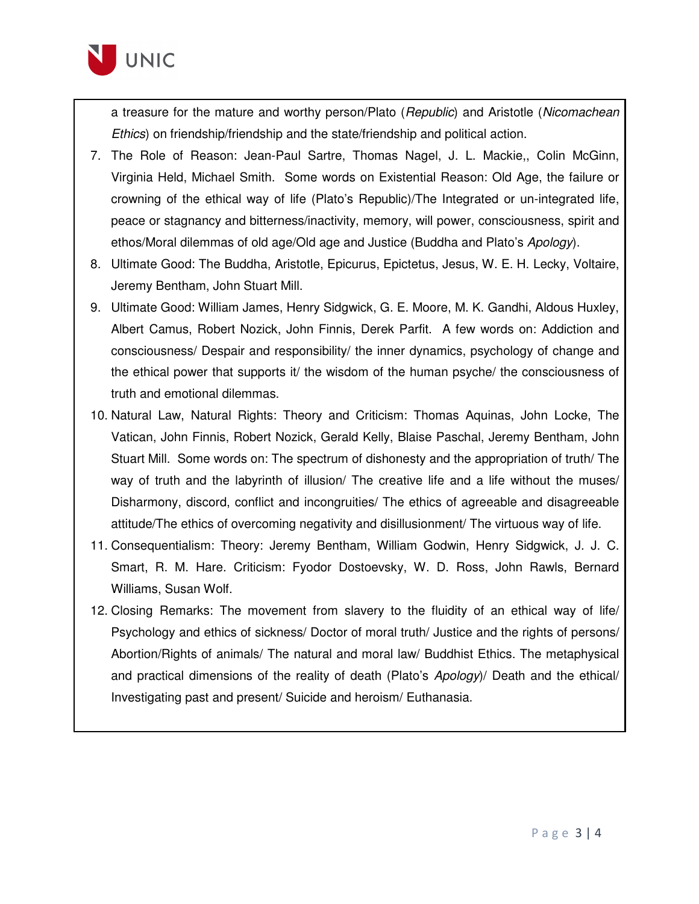a treasure for the mature and worthy person/Plato (*Republic*) and Aristotle (*Nicomachean Ethics*) on friendship/friendship and the state/friendship and political action.

7. The Role of Reason: Jean-Paul Sartre, Thomas Nagel, J. L. Mackie,, Colin McGinn, Virginia Held, Michael Smith. Some words on Existential Reason: Old Age, the failure or crowning of the ethical way of life (Plato's Republic)/The Integrated or un-integrated life, peace or stagnancy and bitterness/inactivity, memory, will power, consciousness, spirit and ethos/Moral dilemmas of old age/Old age and Justice (Buddha and Plato's *Apology*).
8. Ultimate Good: The Buddha, Aristotle, Epicurus, Epictetus, Jesus, W. E. H. Lecky, Voltaire, Jeremy Bentham, John Stuart Mill.
9. Ultimate Good: William James, Henry Sidgwick, G. E. Moore, M. K. Gandhi, Aldous Huxley, Albert Camus, Robert Nozick, John Finnis, Derek Parfit. A few words on: Addiction and consciousness/ Despair and responsibility/ the inner dynamics, psychology of change and the ethical power that supports it/ the wisdom of the human psyche/ the consciousness of truth and emotional dilemmas.
10. Natural Law, Natural Rights: Theory and Criticism: Thomas Aquinas, John Locke, The Vatican, John Finnis, Robert Nozick, Gerald Kelly, Blaise Paschal, Jeremy Bentham, John Stuart Mill. Some words on: The spectrum of dishonesty and the appropriation of truth/ The way of truth and the labyrinth of illusion/ The creative life and a life without the muses/ Disharmony, discord, conflict and incongruities/ The ethics of agreeable and disagreeable attitude/The ethics of overcoming negativity and disillusionment/ The virtuous way of life.
11. Consequentialism: Theory: Jeremy Bentham, William Godwin, Henry Sidgwick, J. J. C. Smart, R. M. Hare. Criticism: Fyodor Dostoevsky, W. D. Ross, John Rawls, Bernard Williams, Susan Wolf.
12. Closing Remarks: The movement from slavery to the fluidity of an ethical way of life/ Psychology and ethics of sickness/ Doctor of moral truth/ Justice and the rights of persons/ Abortion/Rights of animals/ The natural and moral law/ Buddhist Ethics. The metaphysical and practical dimensions of the reality of death (Plato's *Apology*)/ Death and the ethical/ Investigating past and present/ Suicide and heroism/ Euthanasia.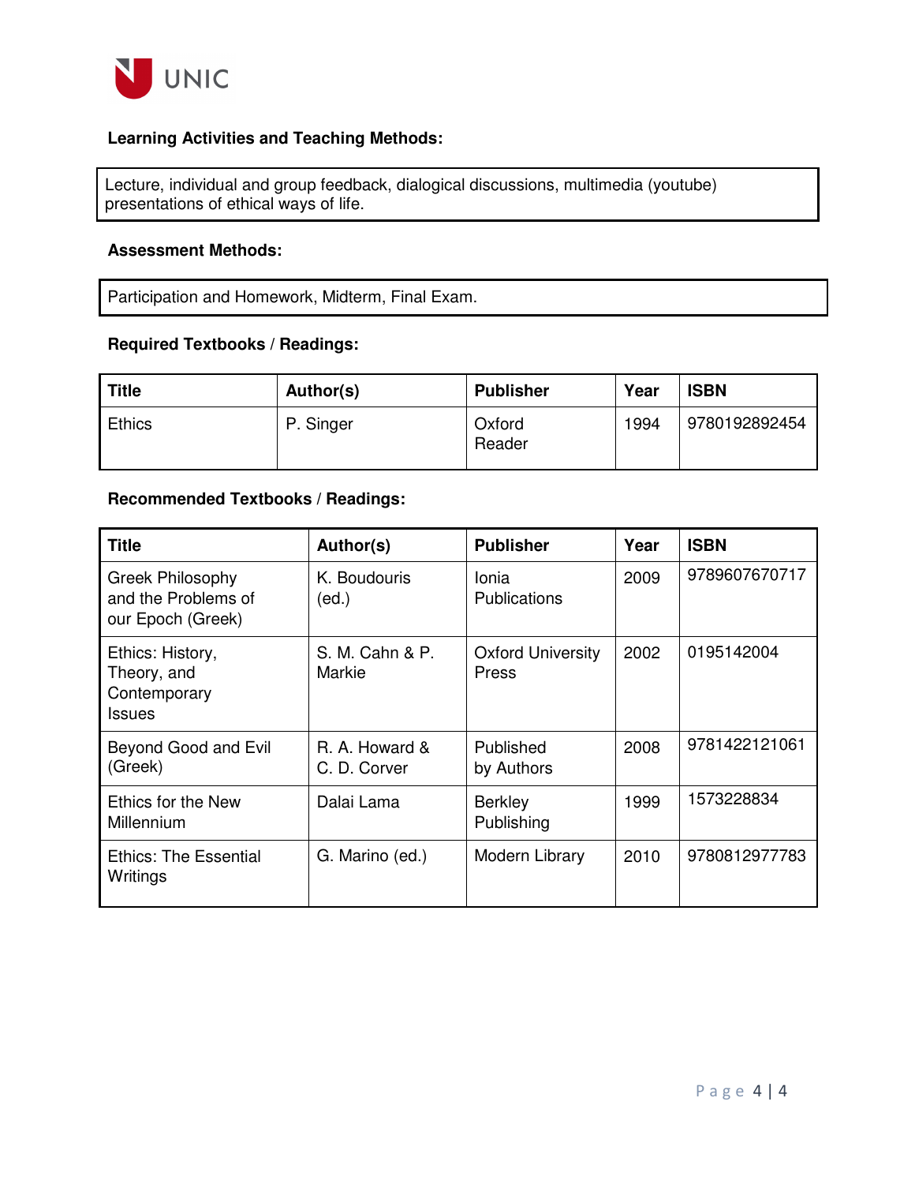**Learning Activities and Teaching Methods:**

Lecture, individual and group feedback, dialogical discussions, multimedia (youtube) presentations of ethical ways of life.

**Assessment Methods:**

Participation and Homework, Midterm, Final Exam.

**Required Textbooks / Readings:**

| Title | Author(s) | Publisher | Year | ISBN |
|---|---|---|---|---|
| Ethics | P. Singer | Oxford Reader | 1994 | 9780192892454 |

**Recommended Textbooks / Readings:**

| Title | Author(s) | Publisher | Year | ISBN |
|---|---|---|---|---|
| Greek Philosophy and the Problems of our Epoch (Greek) | K. Boudouris (ed.) | Ionia Publications | 2009 | 9789607670717 |
| Ethics: History, Theory, and Contemporary Issues | S. M. Cahn & P. Markie | Oxford University Press | 2002 | 0195142004 |
| Beyond Good and Evil (Greek) | R. A. Howard & C. D. Corver | Published by Authors | 2008 | 9781422121061 |
| Ethics for the New Millennium | Dalai Lama | Berkley Publishing | 1999 | 1573228834 |
| Ethics: The Essential Writings | G. Marino (ed.) | Modern Library | 2010 | 9780812977783 |